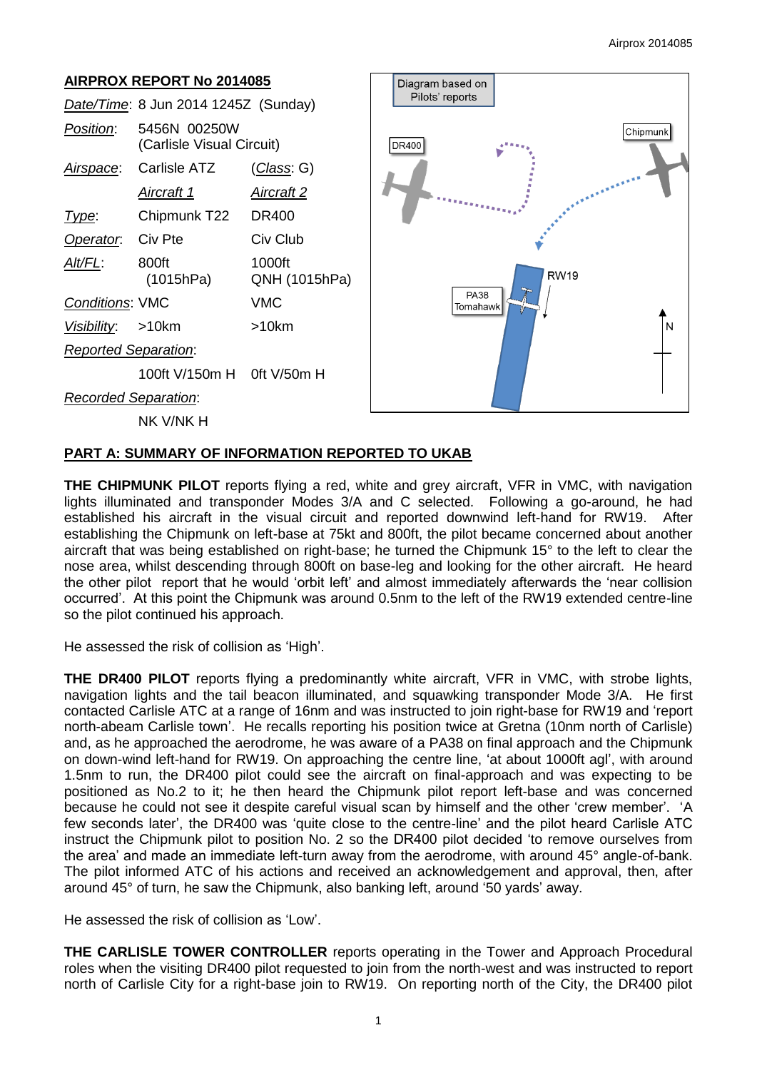## AIRPROX REPORT No 2014085

*Date/Time*: 8 Jun 2014 1245Z (Sunday)

*Position*: 5456N 00250W (Carlisle Visual Circuit)

*Airspace*: Carlisle ATZ (*Class*: G)

| | *Aircraft 1* | *Aircraft 2* |
|---|---|---|
| *Type*: | Chipmunk T22 | DR400 |
| *Operator*: | Civ Pte | Civ Club |
| *Alt/FL*: | 800ft (1015hPa) | 1000ft QNH (1015hPa) |
| *Conditions*: | VMC | VMC |
| *Visibility*: | >10km | >10km |
| *Reported Separation*: | | |
| | 100ft V/150m H | 0ft V/50m H |
| *Recorded Separation*: | | |
| | NK V/NK H | |

Diagram based on Pilots' reports

## PART A: SUMMARY OF INFORMATION REPORTED TO UKAB

**THE CHIPMUNK PILOT** reports flying a red, white and grey aircraft, VFR in VMC, with navigation lights illuminated and transponder Modes 3/A and C selected. Following a go-around, he had established his aircraft in the visual circuit and reported downwind left-hand for RW19. After establishing the Chipmunk on left-base at 75kt and 800ft, the pilot became concerned about another aircraft that was being established on right-base; he turned the Chipmunk 15° to the left to clear the nose area, whilst descending through 800ft on base-leg and looking for the other aircraft. He heard the other pilot report that he would 'orbit left' and almost immediately afterwards the 'near collision occurred'. At this point the Chipmunk was around 0.5nm to the left of the RW19 extended centre-line so the pilot continued his approach.

He assessed the risk of collision as 'High'.

**THE DR400 PILOT** reports flying a predominantly white aircraft, VFR in VMC, with strobe lights, navigation lights and the tail beacon illuminated, and squawking transponder Mode 3/A. He first contacted Carlisle ATC at a range of 16nm and was instructed to join right-base for RW19 and 'report north-abeam Carlisle town'. He recalls reporting his position twice at Gretna (10nm north of Carlisle) and, as he approached the aerodrome, he was aware of a PA38 on final approach and the Chipmunk on down-wind left-hand for RW19. On approaching the centre line, 'at about 1000ft agl', with around 1.5nm to run, the DR400 pilot could see the aircraft on final-approach and was expecting to be positioned as No.2 to it; he then heard the Chipmunk pilot report left-base and was concerned because he could not see it despite careful visual scan by himself and the other 'crew member'. 'A few seconds later', the DR400 was 'quite close to the centre-line' and the pilot heard Carlisle ATC instruct the Chipmunk pilot to position No. 2 so the DR400 pilot decided 'to remove ourselves from the area' and made an immediate left-turn away from the aerodrome, with around 45° angle-of-bank. The pilot informed ATC of his actions and received an acknowledgement and approval, then, after around 45° of turn, he saw the Chipmunk, also banking left, around '50 yards' away.

He assessed the risk of collision as 'Low'.

**THE CARLISLE TOWER CONTROLLER** reports operating in the Tower and Approach Procedural roles when the visiting DR400 pilot requested to join from the north-west and was instructed to report north of Carlisle City for a right-base join to RW19. On reporting north of the City, the DR400 pilot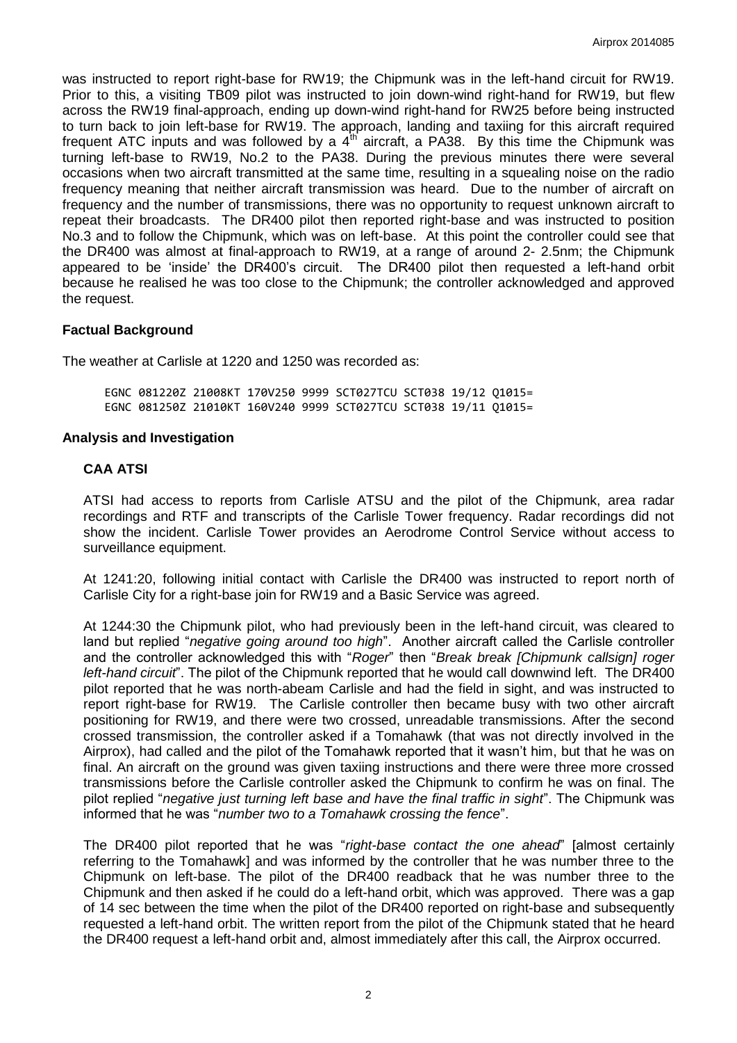was instructed to report right-base for RW19; the Chipmunk was in the left-hand circuit for RW19. Prior to this, a visiting TB09 pilot was instructed to join down-wind right-hand for RW19, but flew across the RW19 final-approach, ending up down-wind right-hand for RW25 before being instructed to turn back to join left-base for RW19. The approach, landing and taxiing for this aircraft required frequent ATC inputs and was followed by a 4th aircraft, a PA38. By this time the Chipmunk was turning left-base to RW19, No.2 to the PA38. During the previous minutes there were several occasions when two aircraft transmitted at the same time, resulting in a squealing noise on the radio frequency meaning that neither aircraft transmission was heard. Due to the number of aircraft on frequency and the number of transmissions, there was no opportunity to request unknown aircraft to repeat their broadcasts. The DR400 pilot then reported right-base and was instructed to position No.3 and to follow the Chipmunk, which was on left-base. At this point the controller could see that the DR400 was almost at final-approach to RW19, at a range of around 2- 2.5nm; the Chipmunk appeared to be 'inside' the DR400's circuit. The DR400 pilot then requested a left-hand orbit because he realised he was too close to the Chipmunk; the controller acknowledged and approved the request.

## Factual Background

The weather at Carlisle at 1220 and 1250 was recorded as:

```
EGNC 081220Z 21008KT 170V250 9999 SCT027TCU SCT038 19/12 Q1015=
EGNC 081250Z 21010KT 160V240 9999 SCT027TCU SCT038 19/11 Q1015=
```

## Analysis and Investigation

### CAA ATSI

ATSI had access to reports from Carlisle ATSU and the pilot of the Chipmunk, area radar recordings and RTF and transcripts of the Carlisle Tower frequency. Radar recordings did not show the incident. Carlisle Tower provides an Aerodrome Control Service without access to surveillance equipment.

At 1241:20, following initial contact with Carlisle the DR400 was instructed to report north of Carlisle City for a right-base join for RW19 and a Basic Service was agreed.

At 1244:30 the Chipmunk pilot, who had previously been in the left-hand circuit, was cleared to land but replied "*negative going around too high*". Another aircraft called the Carlisle controller and the controller acknowledged this with "*Roger*" then "*Break break [Chipmunk callsign] roger left-hand circuit*". The pilot of the Chipmunk reported that he would call downwind left. The DR400 pilot reported that he was north-abeam Carlisle and had the field in sight, and was instructed to report right-base for RW19. The Carlisle controller then became busy with two other aircraft positioning for RW19, and there were two crossed, unreadable transmissions. After the second crossed transmission, the controller asked if a Tomahawk (that was not directly involved in the Airprox), had called and the pilot of the Tomahawk reported that it wasn't him, but that he was on final. An aircraft on the ground was given taxiing instructions and there were three more crossed transmissions before the Carlisle controller asked the Chipmunk to confirm he was on final. The pilot replied "*negative just turning left base and have the final traffic in sight*". The Chipmunk was informed that he was "*number two to a Tomahawk crossing the fence*".

The DR400 pilot reported that he was "*right-base contact the one ahead*" [almost certainly referring to the Tomahawk] and was informed by the controller that he was number three to the Chipmunk on left-base. The pilot of the DR400 readback that he was number three to the Chipmunk and then asked if he could do a left-hand orbit, which was approved. There was a gap of 14 sec between the time when the pilot of the DR400 reported on right-base and subsequently requested a left-hand orbit. The written report from the pilot of the Chipmunk stated that he heard the DR400 request a left-hand orbit and, almost immediately after this call, the Airprox occurred.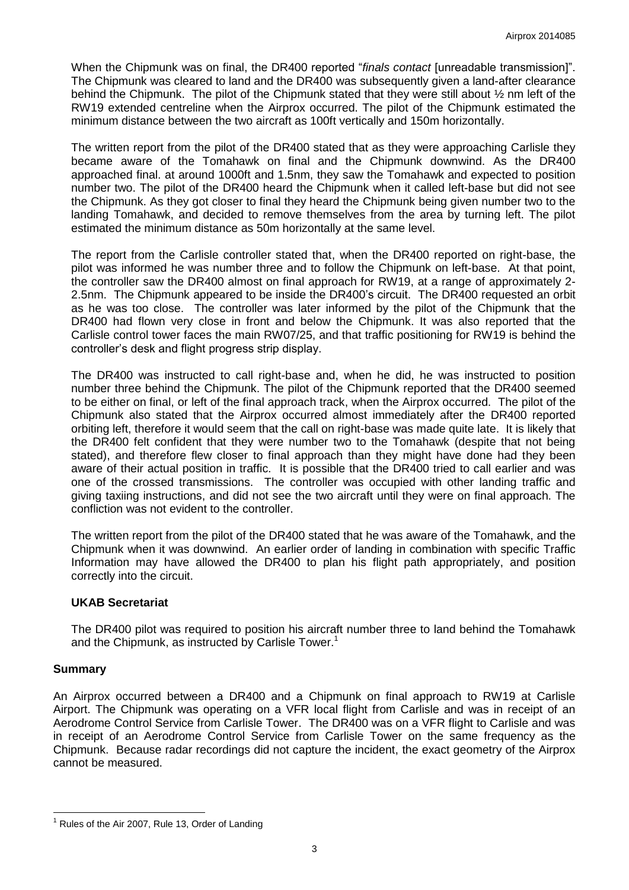When the Chipmunk was on final, the DR400 reported "*finals contact* [unreadable transmission]". The Chipmunk was cleared to land and the DR400 was subsequently given a land-after clearance behind the Chipmunk. The pilot of the Chipmunk stated that they were still about ½ nm left of the RW19 extended centreline when the Airprox occurred. The pilot of the Chipmunk estimated the minimum distance between the two aircraft as 100ft vertically and 150m horizontally.

The written report from the pilot of the DR400 stated that as they were approaching Carlisle they became aware of the Tomahawk on final and the Chipmunk downwind. As the DR400 approached final. at around 1000ft and 1.5nm, they saw the Tomahawk and expected to position number two. The pilot of the DR400 heard the Chipmunk when it called left-base but did not see the Chipmunk. As they got closer to final they heard the Chipmunk being given number two to the landing Tomahawk, and decided to remove themselves from the area by turning left. The pilot estimated the minimum distance as 50m horizontally at the same level.

The report from the Carlisle controller stated that, when the DR400 reported on right-base, the pilot was informed he was number three and to follow the Chipmunk on left-base. At that point, the controller saw the DR400 almost on final approach for RW19, at a range of approximately 2-2.5nm. The Chipmunk appeared to be inside the DR400's circuit. The DR400 requested an orbit as he was too close. The controller was later informed by the pilot of the Chipmunk that the DR400 had flown very close in front and below the Chipmunk. It was also reported that the Carlisle control tower faces the main RW07/25, and that traffic positioning for RW19 is behind the controller's desk and flight progress strip display.

The DR400 was instructed to call right-base and, when he did, he was instructed to position number three behind the Chipmunk. The pilot of the Chipmunk reported that the DR400 seemed to be either on final, or left of the final approach track, when the Airprox occurred. The pilot of the Chipmunk also stated that the Airprox occurred almost immediately after the DR400 reported orbiting left, therefore it would seem that the call on right-base was made quite late. It is likely that the DR400 felt confident that they were number two to the Tomahawk (despite that not being stated), and therefore flew closer to final approach than they might have done had they been aware of their actual position in traffic. It is possible that the DR400 tried to call earlier and was one of the crossed transmissions. The controller was occupied with other landing traffic and giving taxiing instructions, and did not see the two aircraft until they were on final approach. The confliction was not evident to the controller.

The written report from the pilot of the DR400 stated that he was aware of the Tomahawk, and the Chipmunk when it was downwind. An earlier order of landing in combination with specific Traffic Information may have allowed the DR400 to plan his flight path appropriately, and position correctly into the circuit.

### UKAB Secretariat

The DR400 pilot was required to position his aircraft number three to land behind the Tomahawk and the Chipmunk, as instructed by Carlisle Tower.[1]

## Summary

An Airprox occurred between a DR400 and a Chipmunk on final approach to RW19 at Carlisle Airport. The Chipmunk was operating on a VFR local flight from Carlisle and was in receipt of an Aerodrome Control Service from Carlisle Tower. The DR400 was on a VFR flight to Carlisle and was in receipt of an Aerodrome Control Service from Carlisle Tower on the same frequency as the Chipmunk. Because radar recordings did not capture the incident, the exact geometry of the Airprox cannot be measured.

---

[1] Rules of the Air 2007, Rule 13, Order of Landing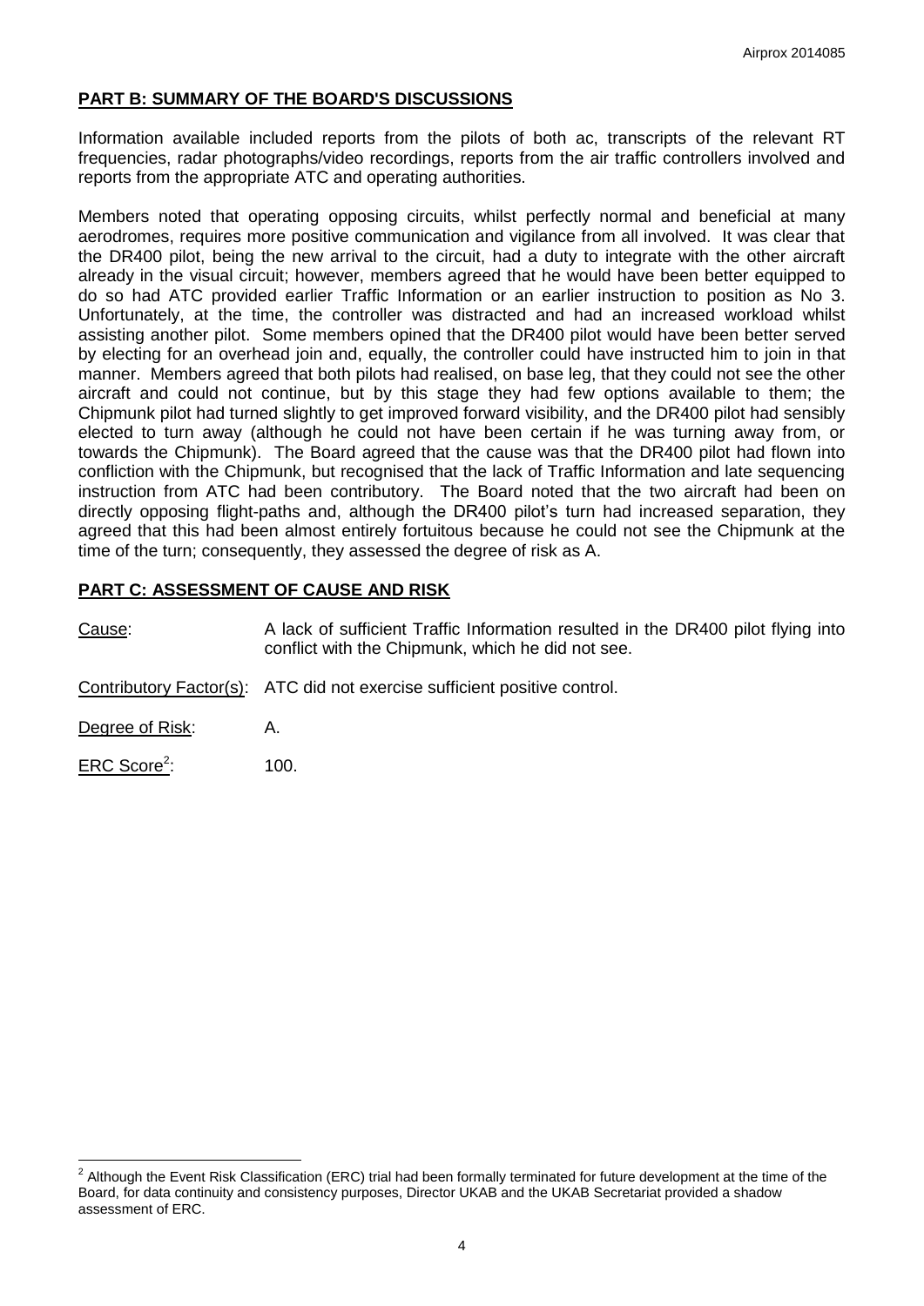## PART B: SUMMARY OF THE BOARD'S DISCUSSIONS

Information available included reports from the pilots of both ac, transcripts of the relevant RT frequencies, radar photographs/video recordings, reports from the air traffic controllers involved and reports from the appropriate ATC and operating authorities.

Members noted that operating opposing circuits, whilst perfectly normal and beneficial at many aerodromes, requires more positive communication and vigilance from all involved. It was clear that the DR400 pilot, being the new arrival to the circuit, had a duty to integrate with the other aircraft already in the visual circuit; however, members agreed that he would have been better equipped to do so had ATC provided earlier Traffic Information or an earlier instruction to position as No 3. Unfortunately, at the time, the controller was distracted and had an increased workload whilst assisting another pilot. Some members opined that the DR400 pilot would have been better served by electing for an overhead join and, equally, the controller could have instructed him to join in that manner. Members agreed that both pilots had realised, on base leg, that they could not see the other aircraft and could not continue, but by this stage they had few options available to them; the Chipmunk pilot had turned slightly to get improved forward visibility, and the DR400 pilot had sensibly elected to turn away (although he could not have been certain if he was turning away from, or towards the Chipmunk). The Board agreed that the cause was that the DR400 pilot had flown into confliction with the Chipmunk, but recognised that the lack of Traffic Information and late sequencing instruction from ATC had been contributory. The Board noted that the two aircraft had been on directly opposing flight-paths and, although the DR400 pilot's turn had increased separation, they agreed that this had been almost entirely fortuitous because he could not see the Chipmunk at the time of the turn; consequently, they assessed the degree of risk as A.

## PART C: ASSESSMENT OF CAUSE AND RISK

Cause: A lack of sufficient Traffic Information resulted in the DR400 pilot flying into conflict with the Chipmunk, which he did not see.

Contributory Factor(s): ATC did not exercise sufficient positive control.

Degree of Risk: A.

ERC Score[2]: 100.

---

[2] Although the Event Risk Classification (ERC) trial had been formally terminated for future development at the time of the Board, for data continuity and consistency purposes, Director UKAB and the UKAB Secretariat provided a shadow assessment of ERC.